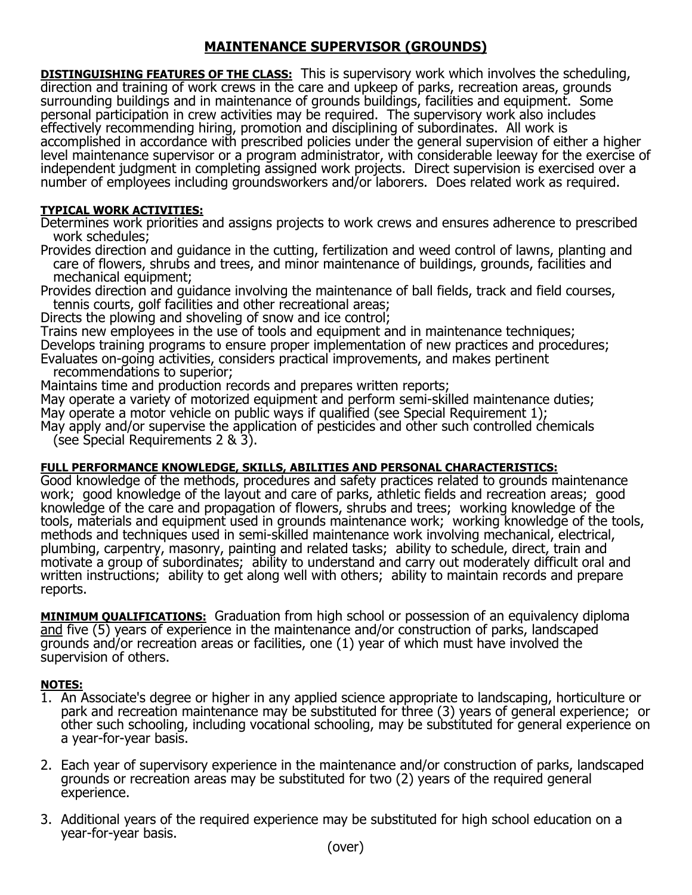# MAINTENANCE SUPERVISOR (GROUNDS)

**DISTINGUISHING FEATURES OF THE CLASS:** This is supervisory work which involves the scheduling, direction and training of work crews in the care and upkeep of parks, recreation areas, grounds surrounding buildings and in maintenance of grounds buildings, facilities and equipment. Some personal participation in crew activities may be required. The supervisory work also includes effectively recommending hiring, promotion and disciplining of subordinates. All work is accomplished in accordance with prescribed policies under the general supervision of either a higher level maintenance supervisor or a program administrator, with considerable leeway for the exercise of independent judgment in completing assigned work projects. Direct supervision is exercised over a number of employees including groundsworkers and/or laborers. Does related work as required.

**TYPICAL WORK ACTIVITIES:**

Determines work priorities and assigns projects to work crews and ensures adherence to prescribed work schedules;
Provides direction and guidance in the cutting, fertilization and weed control of lawns, planting and care of flowers, shrubs and trees, and minor maintenance of buildings, grounds, facilities and mechanical equipment;
Provides direction and guidance involving the maintenance of ball fields, track and field courses, tennis courts, golf facilities and other recreational areas;
Directs the plowing and shoveling of snow and ice control;
Trains new employees in the use of tools and equipment and in maintenance techniques;
Develops training programs to ensure proper implementation of new practices and procedures;
Evaluates on-going activities, considers practical improvements, and makes pertinent recommendations to superior;
Maintains time and production records and prepares written reports;
May operate a variety of motorized equipment and perform semi-skilled maintenance duties;
May operate a motor vehicle on public ways if qualified (see Special Requirement 1);
May apply and/or supervise the application of pesticides and other such controlled chemicals (see Special Requirements 2 & 3).

**FULL PERFORMANCE KNOWLEDGE, SKILLS, ABILITIES AND PERSONAL CHARACTERISTICS:**
Good knowledge of the methods, procedures and safety practices related to grounds maintenance work; good knowledge of the layout and care of parks, athletic fields and recreation areas; good knowledge of the care and propagation of flowers, shrubs and trees; working knowledge of the tools, materials and equipment used in grounds maintenance work; working knowledge of the tools, methods and techniques used in semi-skilled maintenance work involving mechanical, electrical, plumbing, carpentry, masonry, painting and related tasks; ability to schedule, direct, train and motivate a group of subordinates; ability to understand and carry out moderately difficult oral and written instructions; ability to get along well with others; ability to maintain records and prepare reports.

**MINIMUM QUALIFICATIONS:** Graduation from high school or possession of an equivalency diploma <u>and</u> five (5) years of experience in the maintenance and/or construction of parks, landscaped grounds and/or recreation areas or facilities, one (1) year of which must have involved the supervision of others.

**NOTES:**

1. An Associate's degree or higher in any applied science appropriate to landscaping, horticulture or park and recreation maintenance may be substituted for three (3) years of general experience; or other such schooling, including vocational schooling, may be substituted for general experience on a year-for-year basis.

2. Each year of supervisory experience in the maintenance and/or construction of parks, landscaped grounds or recreation areas may be substituted for two (2) years of the required general experience.

3. Additional years of the required experience may be substituted for high school education on a year-for-year basis.

(over)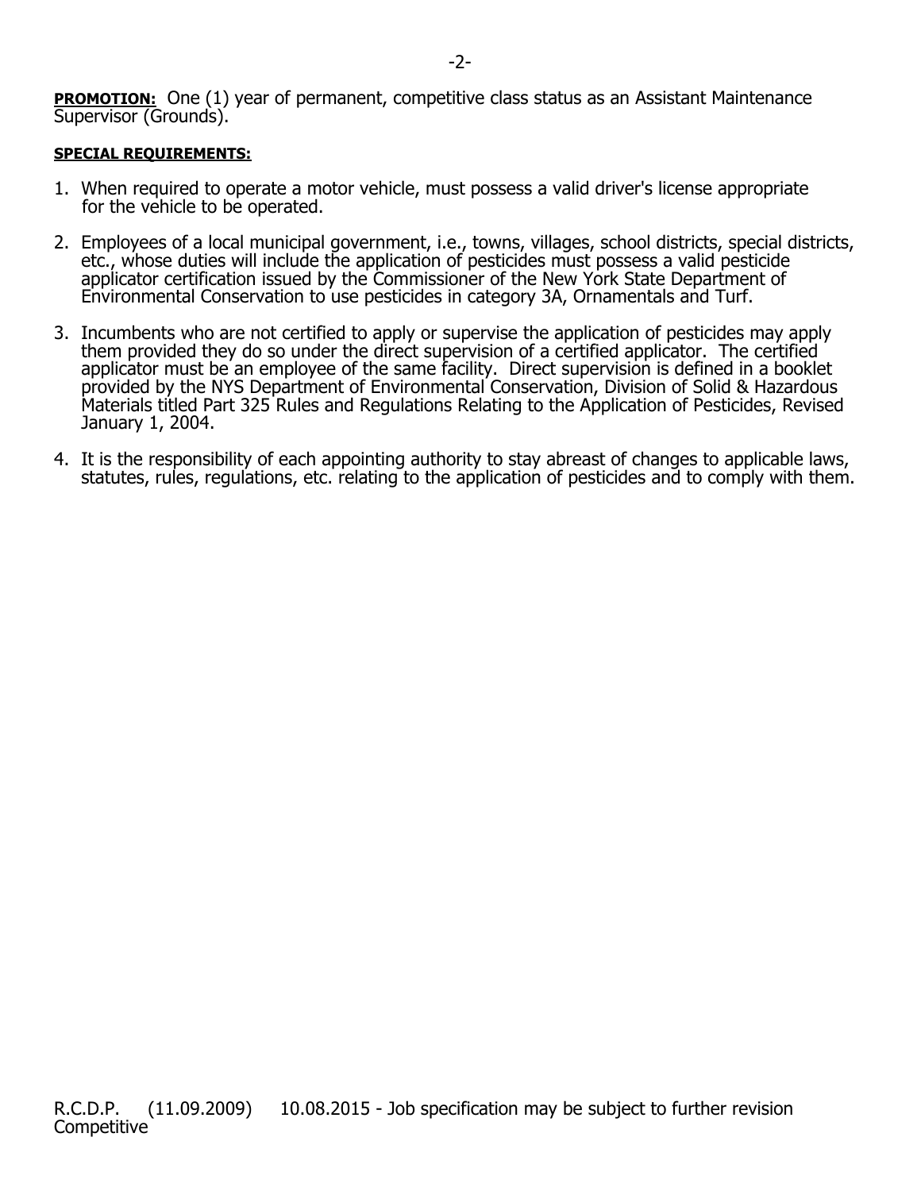**PROMOTION:** One (1) year of permanent, competitive class status as an Assistant Maintenance Supervisor (Grounds).

**SPECIAL REQUIREMENTS:**

1. When required to operate a motor vehicle, must possess a valid driver's license appropriate for the vehicle to be operated.
2. Employees of a local municipal government, i.e., towns, villages, school districts, special districts, etc., whose duties will include the application of pesticides must possess a valid pesticide applicator certification issued by the Commissioner of the New York State Department of Environmental Conservation to use pesticides in category 3A, Ornamentals and Turf.
3. Incumbents who are not certified to apply or supervise the application of pesticides may apply them provided they do so under the direct supervision of a certified applicator. The certified applicator must be an employee of the same facility. Direct supervision is defined in a booklet provided by the NYS Department of Environmental Conservation, Division of Solid & Hazardous Materials titled Part 325 Rules and Regulations Relating to the Application of Pesticides, Revised January 1, 2004.
4. It is the responsibility of each appointing authority to stay abreast of changes to applicable laws, statutes, rules, regulations, etc. relating to the application of pesticides and to comply with them.

R.C.D.P. (11.09.2009) 10.08.2015 - Job specification may be subject to further revision
Competitive